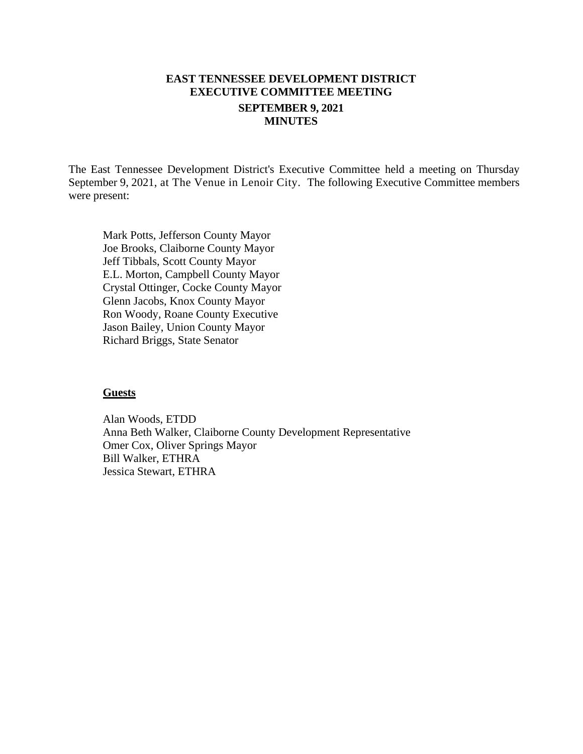# EAST TENNESSEE DEVELOPMENT DISTRICT
# EXECUTIVE COMMITTEE MEETING
## SEPTEMBER 9, 2021
## MINUTES

The East Tennessee Development District's Executive Committee held a meeting on Thursday September 9, 2021, at The Venue in Lenoir City. The following Executive Committee members were present:

Mark Potts, Jefferson County Mayor
Joe Brooks, Claiborne County Mayor
Jeff Tibbals, Scott County Mayor
E.L. Morton, Campbell County Mayor
Crystal Ottinger, Cocke County Mayor
Glenn Jacobs, Knox County Mayor
Ron Woody, Roane County Executive
Jason Bailey, Union County Mayor
Richard Briggs, State Senator

**Guests**

Alan Woods, ETDD
Anna Beth Walker, Claiborne County Development Representative
Omer Cox, Oliver Springs Mayor
Bill Walker, ETHRA
Jessica Stewart, ETHRA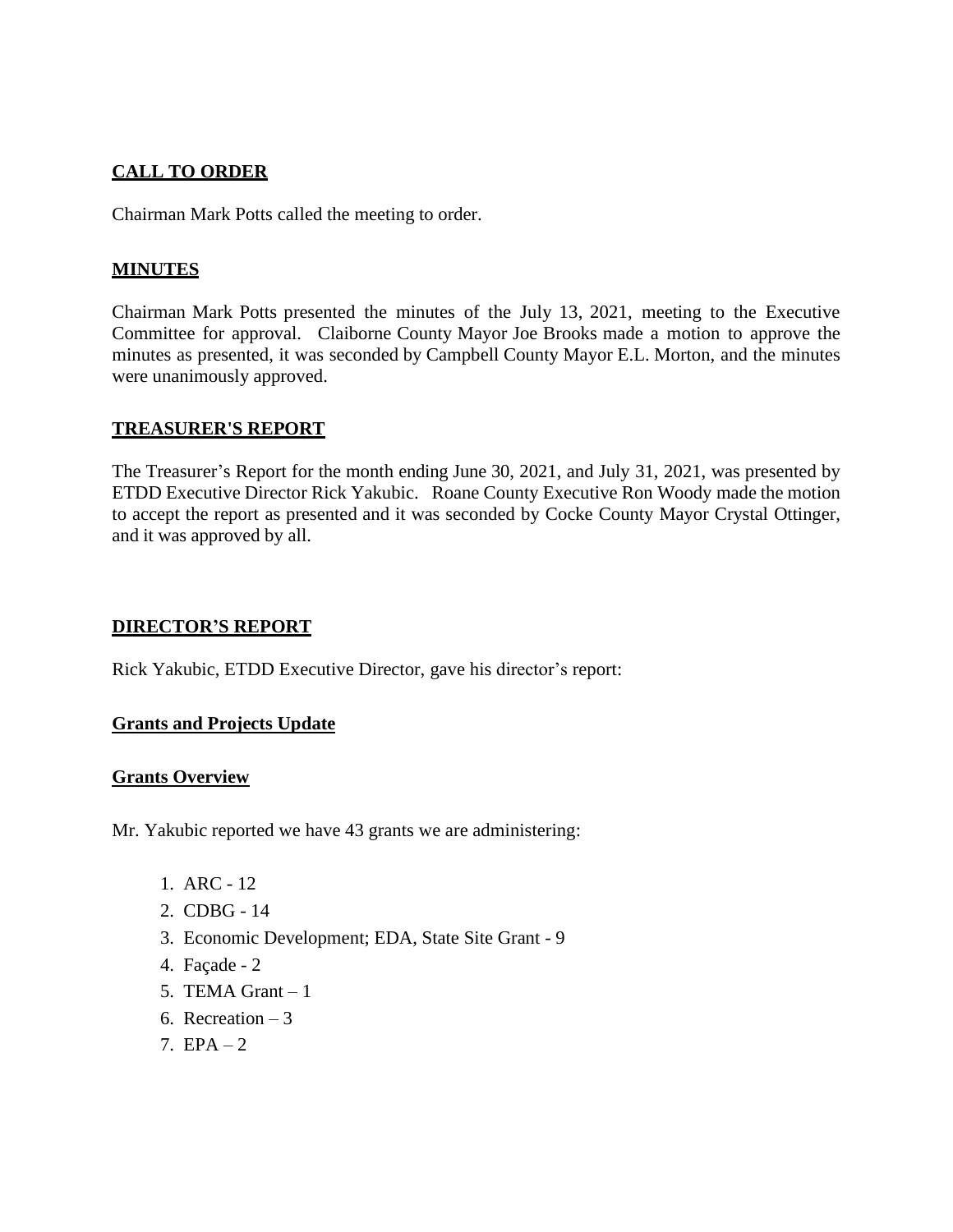## CALL TO ORDER

Chairman Mark Potts called the meeting to order.

## MINUTES

Chairman Mark Potts presented the minutes of the July 13, 2021, meeting to the Executive Committee for approval. Claiborne County Mayor Joe Brooks made a motion to approve the minutes as presented, it was seconded by Campbell County Mayor E.L. Morton, and the minutes were unanimously approved.

## TREASURER'S REPORT

The Treasurer's Report for the month ending June 30, 2021, and July 31, 2021, was presented by ETDD Executive Director Rick Yakubic. Roane County Executive Ron Woody made the motion to accept the report as presented and it was seconded by Cocke County Mayor Crystal Ottinger, and it was approved by all.

## DIRECTOR'S REPORT

Rick Yakubic, ETDD Executive Director, gave his director's report:

### Grants and Projects Update

### Grants Overview

Mr. Yakubic reported we have 43 grants we are administering:

1. ARC - 12
2. CDBG - 14
3. Economic Development; EDA, State Site Grant - 9
4. Façade - 2
5. TEMA Grant – 1
6. Recreation – 3
7. EPA – 2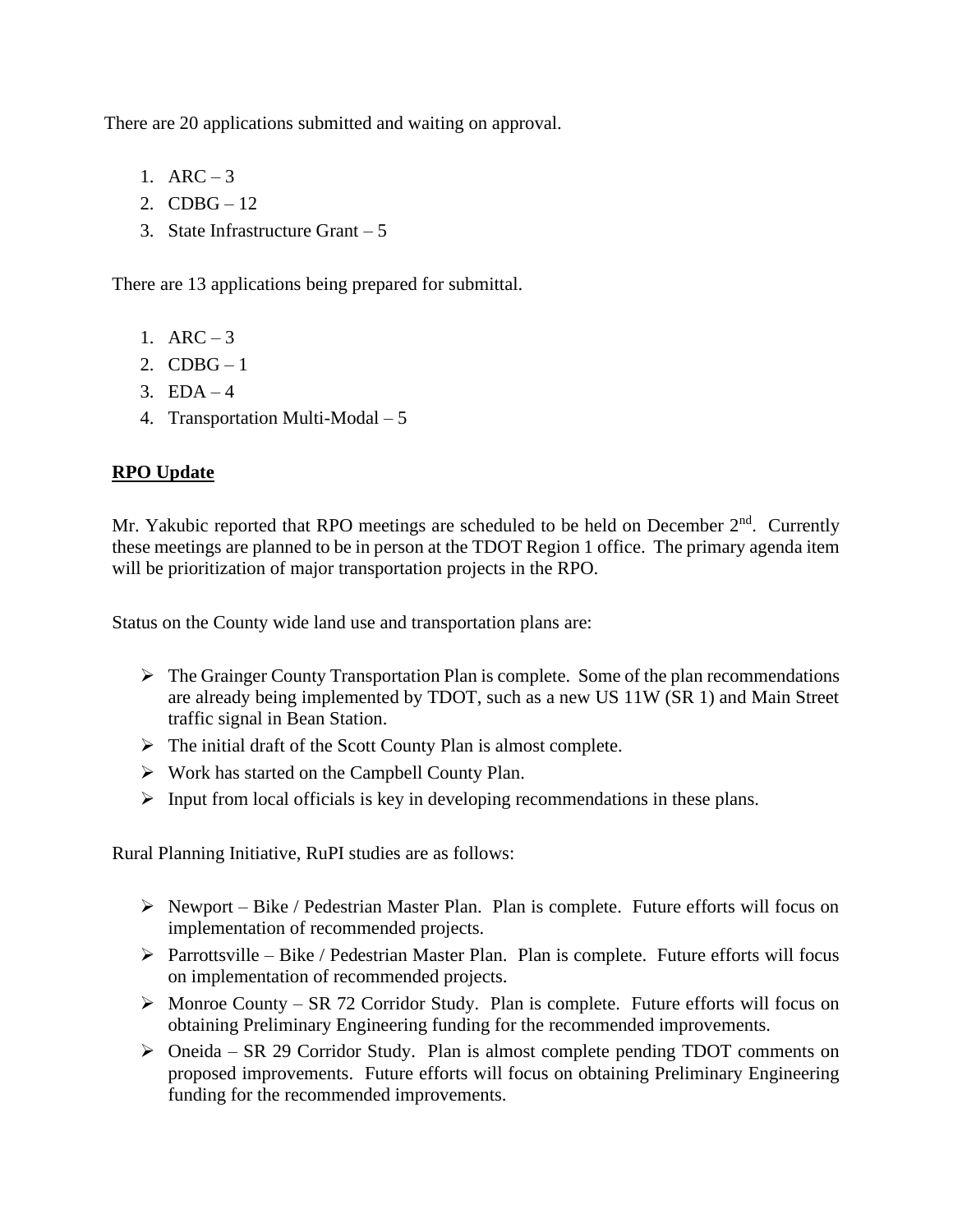There are 20 applications submitted and waiting on approval.

1. ARC – 3
2. CDBG – 12
3. State Infrastructure Grant – 5

There are 13 applications being prepared for submittal.

1. ARC – 3
2. CDBG – 1
3. EDA – 4
4. Transportation Multi-Modal – 5

**RPO Update**

Mr. Yakubic reported that RPO meetings are scheduled to be held on December 2nd. Currently these meetings are planned to be in person at the TDOT Region 1 office. The primary agenda item will be prioritization of major transportation projects in the RPO.

Status on the County wide land use and transportation plans are:

- The Grainger County Transportation Plan is complete. Some of the plan recommendations are already being implemented by TDOT, such as a new US 11W (SR 1) and Main Street traffic signal in Bean Station.
- The initial draft of the Scott County Plan is almost complete.
- Work has started on the Campbell County Plan.
- Input from local officials is key in developing recommendations in these plans.

Rural Planning Initiative, RuPI studies are as follows:

- Newport – Bike / Pedestrian Master Plan. Plan is complete. Future efforts will focus on implementation of recommended projects.
- Parrottsville – Bike / Pedestrian Master Plan. Plan is complete. Future efforts will focus on implementation of recommended projects.
- Monroe County – SR 72 Corridor Study. Plan is complete. Future efforts will focus on obtaining Preliminary Engineering funding for the recommended improvements.
- Oneida – SR 29 Corridor Study. Plan is almost complete pending TDOT comments on proposed improvements. Future efforts will focus on obtaining Preliminary Engineering funding for the recommended improvements.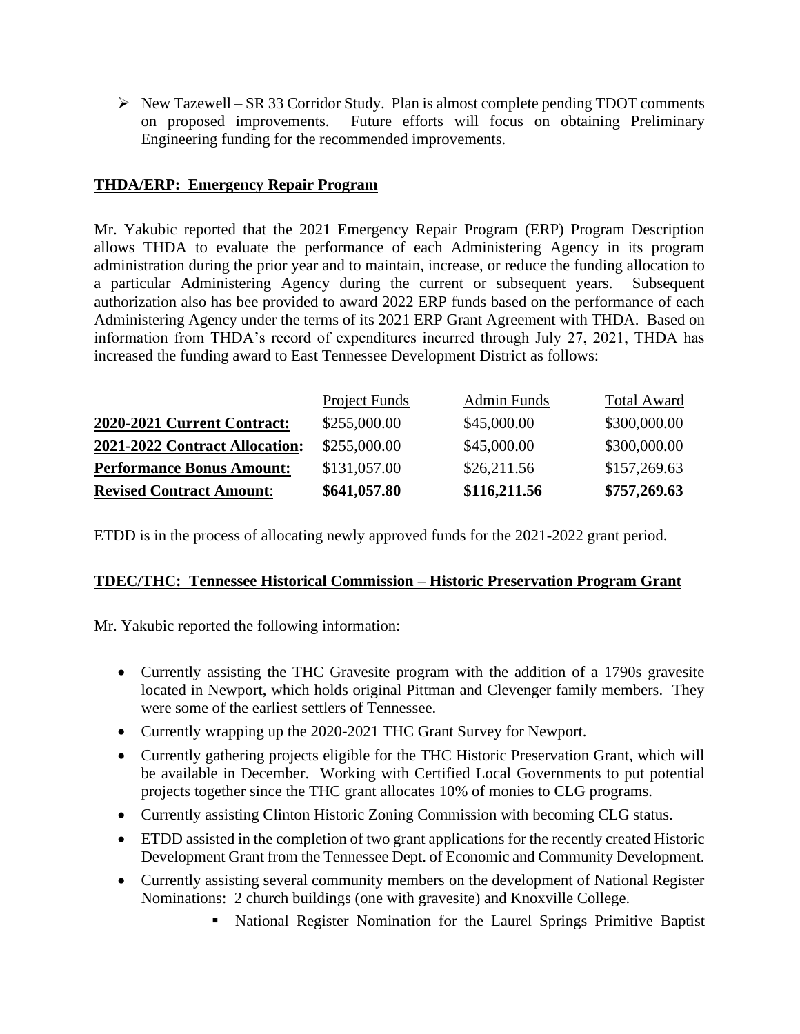- New Tazewell – SR 33 Corridor Study. Plan is almost complete pending TDOT comments on proposed improvements. Future efforts will focus on obtaining Preliminary Engineering funding for the recommended improvements.

**THDA/ERP: Emergency Repair Program**

Mr. Yakubic reported that the 2021 Emergency Repair Program (ERP) Program Description allows THDA to evaluate the performance of each Administering Agency in its program administration during the prior year and to maintain, increase, or reduce the funding allocation to a particular Administering Agency during the current or subsequent years. Subsequent authorization also has bee provided to award 2022 ERP funds based on the performance of each Administering Agency under the terms of its 2021 ERP Grant Agreement with THDA. Based on information from THDA's record of expenditures incurred through July 27, 2021, THDA has increased the funding award to East Tennessee Development District as follows:

| | Project Funds | Admin Funds | Total Award |
|---|---|---|---|
| **2020-2021 Current Contract:** | $255,000.00 | $45,000.00 | $300,000.00 |
| **2021-2022 Contract Allocation:** | $255,000.00 | $45,000.00 | $300,000.00 |
| **Performance Bonus Amount:** | $131,057.00 | $26,211.56 | $157,269.63 |
| **Revised Contract Amount:** | **$641,057.80** | **$116,211.56** | **$757,269.63** |

ETDD is in the process of allocating newly approved funds for the 2021-2022 grant period.

**TDEC/THC: Tennessee Historical Commission – Historic Preservation Program Grant**

Mr. Yakubic reported the following information:

- Currently assisting the THC Gravesite program with the addition of a 1790s gravesite located in Newport, which holds original Pittman and Clevenger family members. They were some of the earliest settlers of Tennessee.
- Currently wrapping up the 2020-2021 THC Grant Survey for Newport.
- Currently gathering projects eligible for the THC Historic Preservation Grant, which will be available in December. Working with Certified Local Governments to put potential projects together since the THC grant allocates 10% of monies to CLG programs.
- Currently assisting Clinton Historic Zoning Commission with becoming CLG status.
- ETDD assisted in the completion of two grant applications for the recently created Historic Development Grant from the Tennessee Dept. of Economic and Community Development.
- Currently assisting several community members on the development of National Register Nominations: 2 church buildings (one with gravesite) and Knoxville College.
    - National Register Nomination for the Laurel Springs Primitive Baptist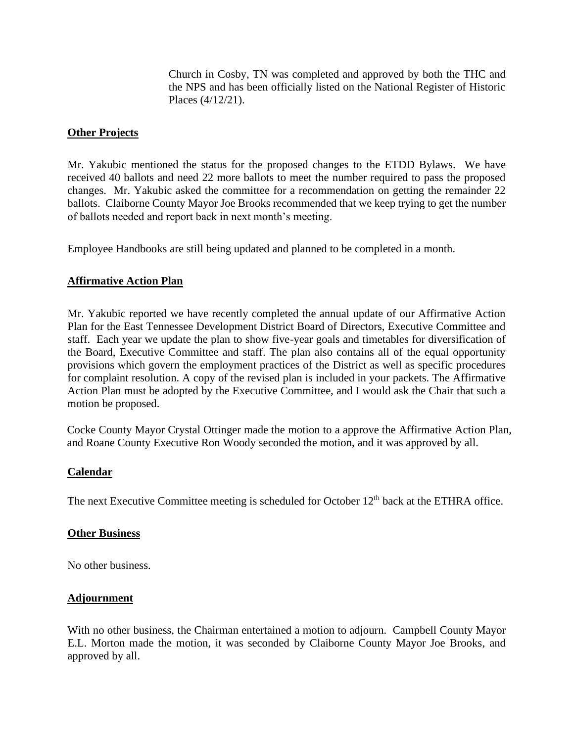Church in Cosby, TN was completed and approved by both the THC and the NPS and has been officially listed on the National Register of Historic Places (4/12/21).

**Other Projects**

Mr. Yakubic mentioned the status for the proposed changes to the ETDD Bylaws. We have received 40 ballots and need 22 more ballots to meet the number required to pass the proposed changes. Mr. Yakubic asked the committee for a recommendation on getting the remainder 22 ballots. Claiborne County Mayor Joe Brooks recommended that we keep trying to get the number of ballots needed and report back in next month's meeting.

Employee Handbooks are still being updated and planned to be completed in a month.

**Affirmative Action Plan**

Mr. Yakubic reported we have recently completed the annual update of our Affirmative Action Plan for the East Tennessee Development District Board of Directors, Executive Committee and staff. Each year we update the plan to show five-year goals and timetables for diversification of the Board, Executive Committee and staff. The plan also contains all of the equal opportunity provisions which govern the employment practices of the District as well as specific procedures for complaint resolution. A copy of the revised plan is included in your packets. The Affirmative Action Plan must be adopted by the Executive Committee, and I would ask the Chair that such a motion be proposed.

Cocke County Mayor Crystal Ottinger made the motion to a approve the Affirmative Action Plan, and Roane County Executive Ron Woody seconded the motion, and it was approved by all.

**Calendar**

The next Executive Committee meeting is scheduled for October 12th back at the ETHRA office.

**Other Business**

No other business.

**Adjournment**

With no other business, the Chairman entertained a motion to adjourn. Campbell County Mayor E.L. Morton made the motion, it was seconded by Claiborne County Mayor Joe Brooks, and approved by all.